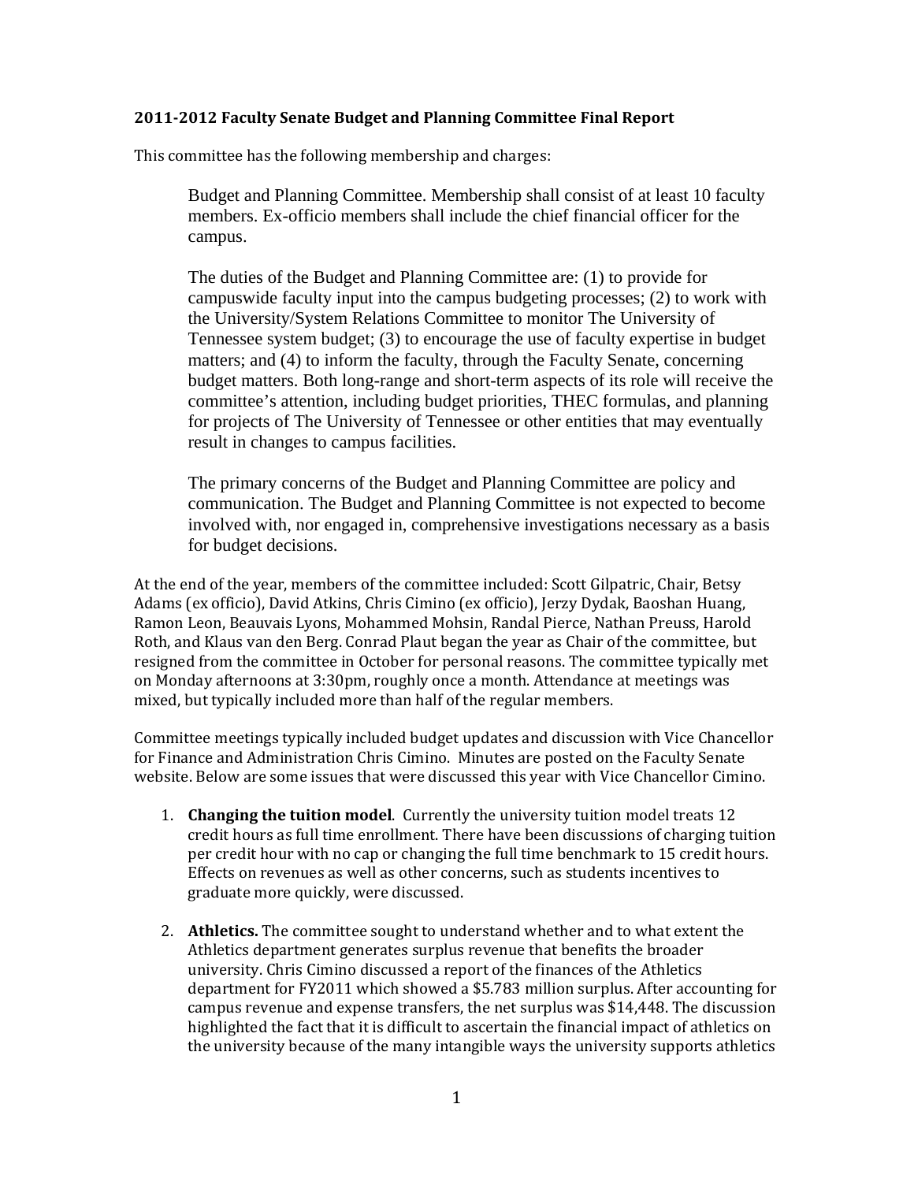**2011-2012 Faculty Senate Budget and Planning Committee Final Report**

This committee has the following membership and charges:

> Budget and Planning Committee. Membership shall consist of at least 10 faculty members. Ex-officio members shall include the chief financial officer for the campus.
>
> The duties of the Budget and Planning Committee are: (1) to provide for campuswide faculty input into the campus budgeting processes; (2) to work with the University/System Relations Committee to monitor The University of Tennessee system budget; (3) to encourage the use of faculty expertise in budget matters; and (4) to inform the faculty, through the Faculty Senate, concerning budget matters. Both long-range and short-term aspects of its role will receive the committee's attention, including budget priorities, THEC formulas, and planning for projects of The University of Tennessee or other entities that may eventually result in changes to campus facilities.
>
> The primary concerns of the Budget and Planning Committee are policy and communication. The Budget and Planning Committee is not expected to become involved with, nor engaged in, comprehensive investigations necessary as a basis for budget decisions.

At the end of the year, members of the committee included: Scott Gilpatric, Chair, Betsy Adams (ex officio), David Atkins, Chris Cimino (ex officio), Jerzy Dydak, Baoshan Huang, Ramon Leon, Beauvais Lyons, Mohammed Mohsin, Randal Pierce, Nathan Preuss, Harold Roth, and Klaus van den Berg. Conrad Plaut began the year as Chair of the committee, but resigned from the committee in October for personal reasons. The committee typically met on Monday afternoons at 3:30pm, roughly once a month. Attendance at meetings was mixed, but typically included more than half of the regular members.

Committee meetings typically included budget updates and discussion with Vice Chancellor for Finance and Administration Chris Cimino. Minutes are posted on the Faculty Senate website. Below are some issues that were discussed this year with Vice Chancellor Cimino.

1. **Changing the tuition model**. Currently the university tuition model treats 12 credit hours as full time enrollment. There have been discussions of charging tuition per credit hour with no cap or changing the full time benchmark to 15 credit hours. Effects on revenues as well as other concerns, such as students incentives to graduate more quickly, were discussed.

2. **Athletics.** The committee sought to understand whether and to what extent the Athletics department generates surplus revenue that benefits the broader university. Chris Cimino discussed a report of the finances of the Athletics department for FY2011 which showed a $5.783 million surplus. After accounting for campus revenue and expense transfers, the net surplus was $14,448. The discussion highlighted the fact that it is difficult to ascertain the financial impact of athletics on the university because of the many intangible ways the university supports athletics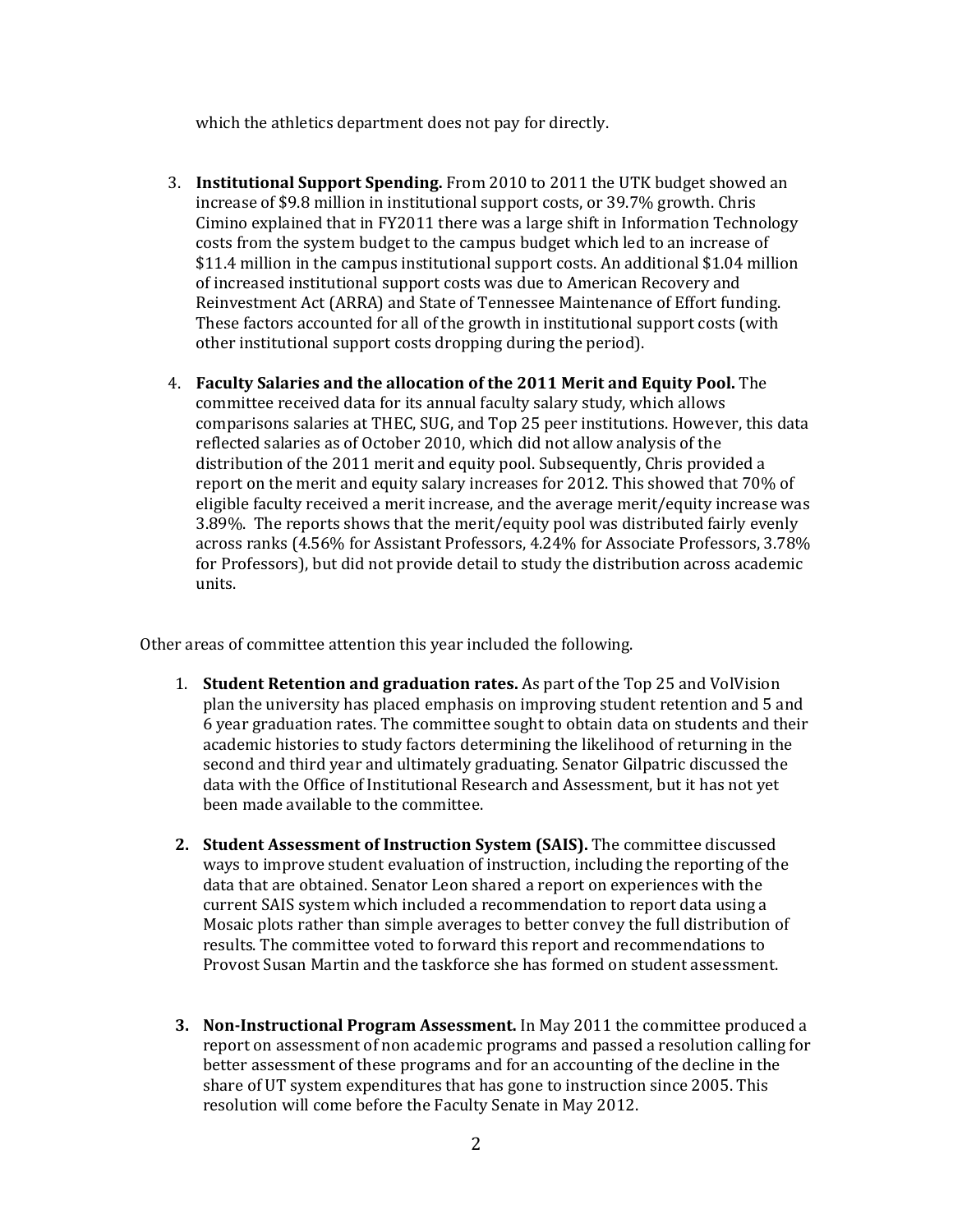which the athletics department does not pay for directly.

3. **Institutional Support Spending.** From 2010 to 2011 the UTK budget showed an increase of $9.8 million in institutional support costs, or 39.7% growth. Chris Cimino explained that in FY2011 there was a large shift in Information Technology costs from the system budget to the campus budget which led to an increase of $11.4 million in the campus institutional support costs. An additional $1.04 million of increased institutional support costs was due to American Recovery and Reinvestment Act (ARRA) and State of Tennessee Maintenance of Effort funding. These factors accounted for all of the growth in institutional support costs (with other institutional support costs dropping during the period).

4. **Faculty Salaries and the allocation of the 2011 Merit and Equity Pool.** The committee received data for its annual faculty salary study, which allows comparisons salaries at THEC, SUG, and Top 25 peer institutions. However, this data reflected salaries as of October 2010, which did not allow analysis of the distribution of the 2011 merit and equity pool. Subsequently, Chris provided a report on the merit and equity salary increases for 2012. This showed that 70% of eligible faculty received a merit increase, and the average merit/equity increase was 3.89%. The reports shows that the merit/equity pool was distributed fairly evenly across ranks (4.56% for Assistant Professors, 4.24% for Associate Professors, 3.78% for Professors), but did not provide detail to study the distribution across academic units.

Other areas of committee attention this year included the following.

1. **Student Retention and graduation rates.** As part of the Top 25 and VolVision plan the university has placed emphasis on improving student retention and 5 and 6 year graduation rates. The committee sought to obtain data on students and their academic histories to study factors determining the likelihood of returning in the second and third year and ultimately graduating. Senator Gilpatric discussed the data with the Office of Institutional Research and Assessment, but it has not yet been made available to the committee.

2. **Student Assessment of Instruction System (SAIS).** The committee discussed ways to improve student evaluation of instruction, including the reporting of the data that are obtained. Senator Leon shared a report on experiences with the current SAIS system which included a recommendation to report data using a Mosaic plots rather than simple averages to better convey the full distribution of results. The committee voted to forward this report and recommendations to Provost Susan Martin and the taskforce she has formed on student assessment.

3. **Non-Instructional Program Assessment.** In May 2011 the committee produced a report on assessment of non academic programs and passed a resolution calling for better assessment of these programs and for an accounting of the decline in the share of UT system expenditures that has gone to instruction since 2005. This resolution will come before the Faculty Senate in May 2012.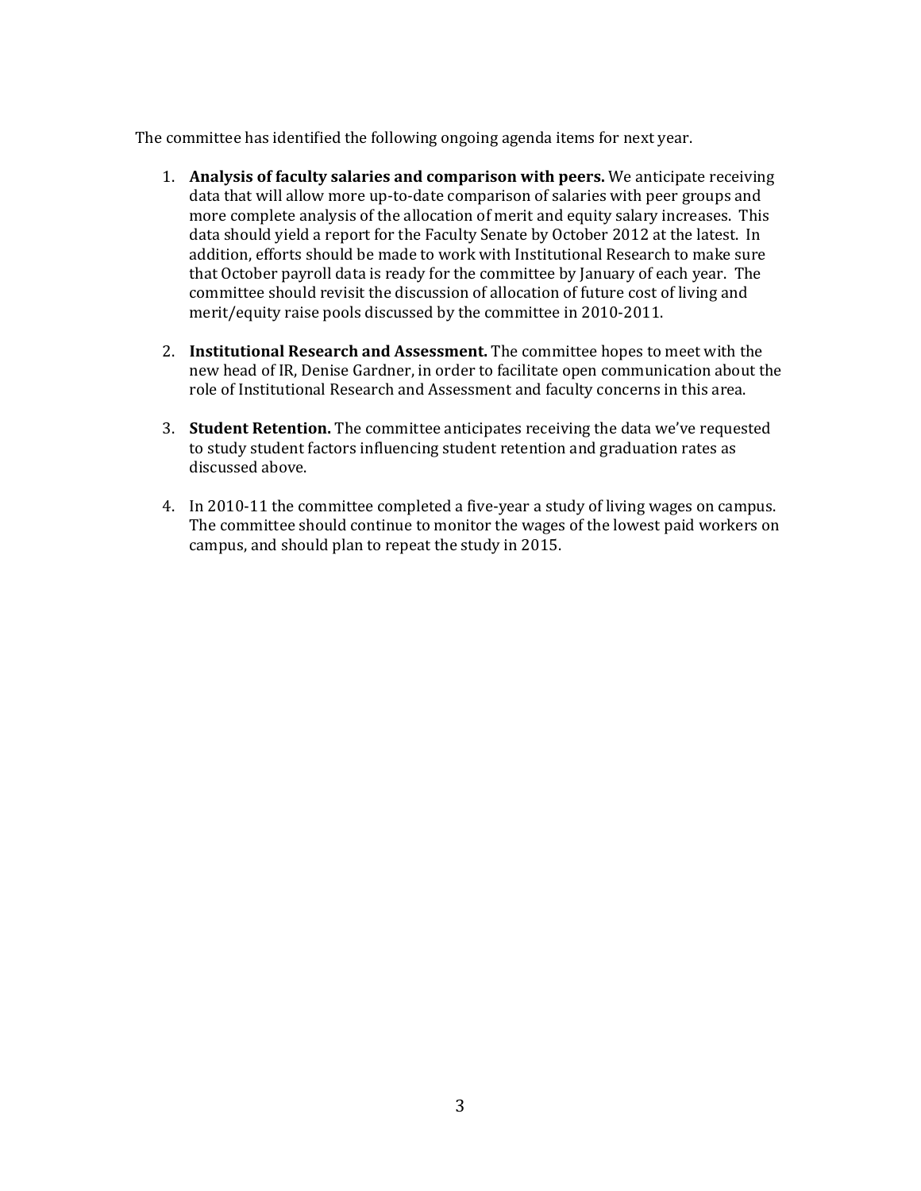The committee has identified the following ongoing agenda items for next year.

1. **Analysis of faculty salaries and comparison with peers.** We anticipate receiving data that will allow more up-to-date comparison of salaries with peer groups and more complete analysis of the allocation of merit and equity salary increases. This data should yield a report for the Faculty Senate by October 2012 at the latest. In addition, efforts should be made to work with Institutional Research to make sure that October payroll data is ready for the committee by January of each year. The committee should revisit the discussion of allocation of future cost of living and merit/equity raise pools discussed by the committee in 2010-2011.

2. **Institutional Research and Assessment.** The committee hopes to meet with the new head of IR, Denise Gardner, in order to facilitate open communication about the role of Institutional Research and Assessment and faculty concerns in this area.

3. **Student Retention.** The committee anticipates receiving the data we've requested to study student factors influencing student retention and graduation rates as discussed above.

4. In 2010-11 the committee completed a five-year a study of living wages on campus. The committee should continue to monitor the wages of the lowest paid workers on campus, and should plan to repeat the study in 2015.